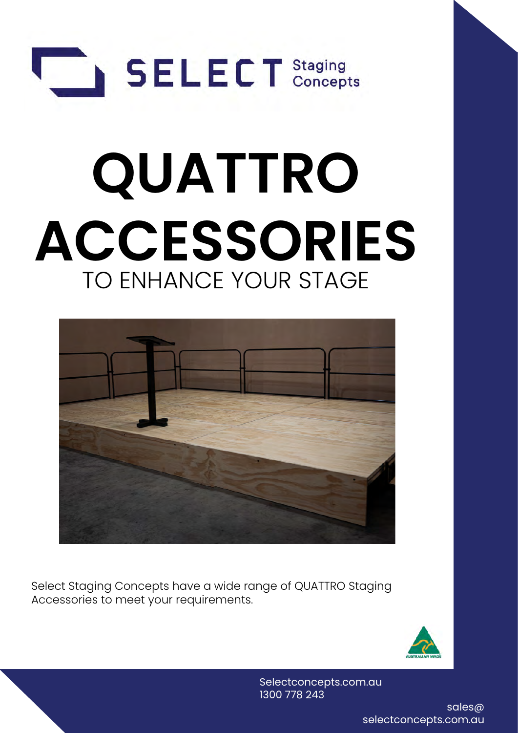SELECT Staging Concepts

# QUATTRO ACCESSORIES

## TO ENHANCE YOUR STAGE

Select Staging Concepts have a wide range of QUATTRO Staging Accessories to meet your requirements.

Selectconcepts.com.au
1300 778 243

sales@selectconcepts.com.au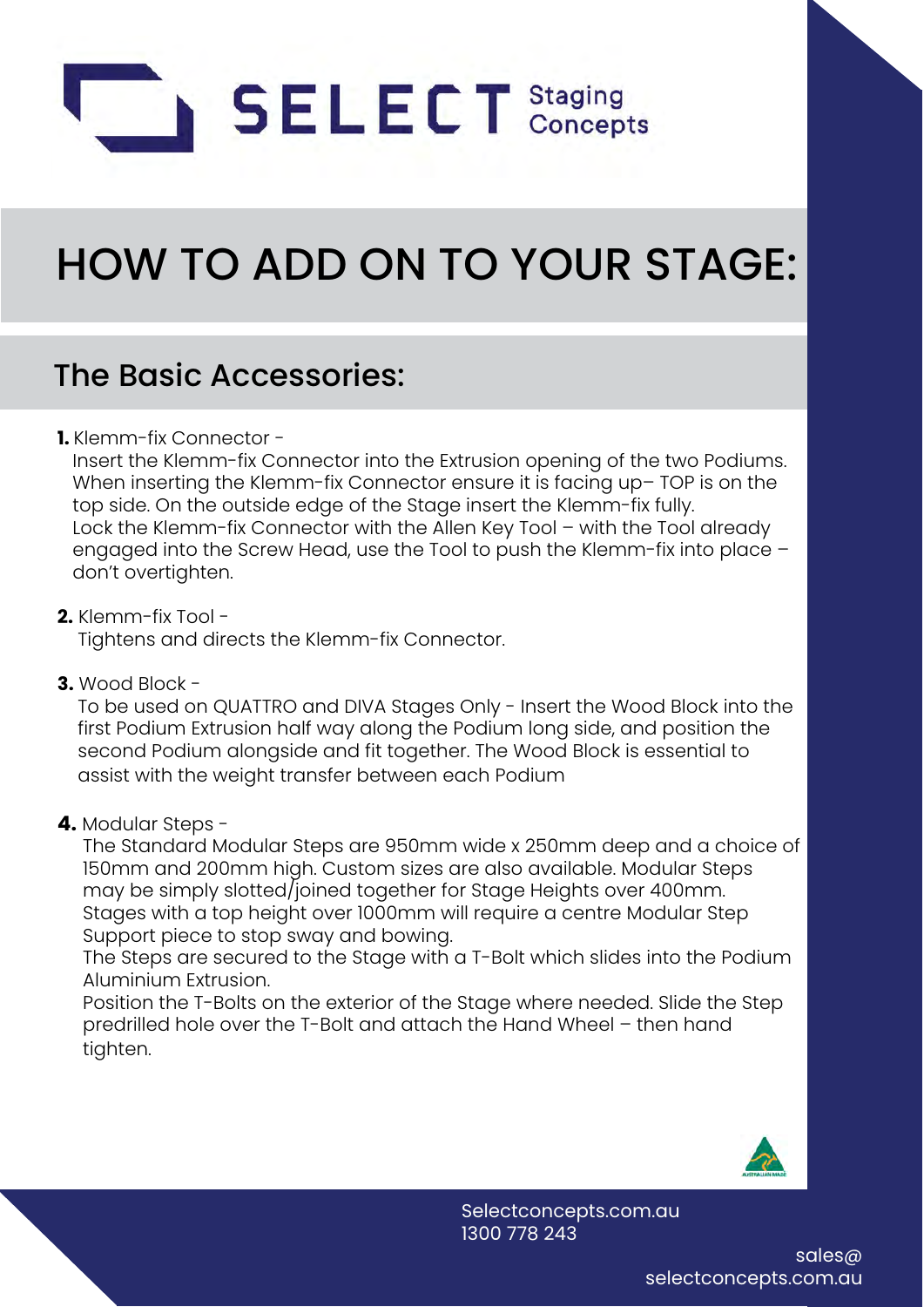# HOW TO ADD ON TO YOUR STAGE:

## The Basic Accessories:

**1.** Klemm-fix Connector -
Insert the Klemm-fix Connector into the Extrusion opening of the two Podiums. When inserting the Klemm-fix Connector ensure it is facing up– TOP is on the top side. On the outside edge of the Stage insert the Klemm-fix fully.
Lock the Klemm-fix Connector with the Allen Key Tool – with the Tool already engaged into the Screw Head, use the Tool to push the Klemm-fix into place – don't overtighten.

**2.** Klemm-fix Tool -
Tightens and directs the Klemm-fix Connector.

**3.** Wood Block -
To be used on QUATTRO and DIVA Stages Only - Insert the Wood Block into the first Podium Extrusion half way along the Podium long side, and position the second Podium alongside and fit together. The Wood Block is essential to assist with the weight transfer between each Podium

**4.** Modular Steps -
The Standard Modular Steps are 950mm wide x 250mm deep and a choice of 150mm and 200mm high. Custom sizes are also available. Modular Steps may be simply slotted/joined together for Stage Heights over 400mm. Stages with a top height over 1000mm will require a centre Modular Step Support piece to stop sway and bowing.
The Steps are secured to the Stage with a T-Bolt which slides into the Podium Aluminium Extrusion.
Position the T-Bolts on the exterior of the Stage where needed. Slide the Step predrilled hole over the T-Bolt and attach the Hand Wheel – then hand tighten.

Selectconcepts.com.au
1300 778 243

sales@selectconcepts.com.au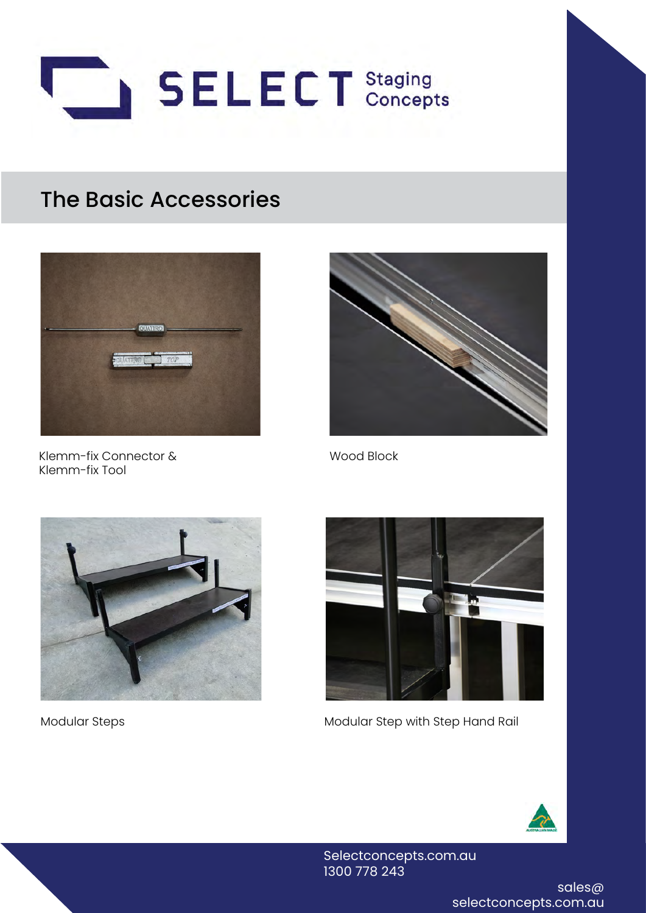SELECT Staging Concepts

## The Basic Accessories

Klemm-fix Connector & Klemm-fix Tool

Wood Block

Modular Steps

Modular Step with Step Hand Rail

Selectconcepts.com.au
1300 778 243

sales@selectconcepts.com.au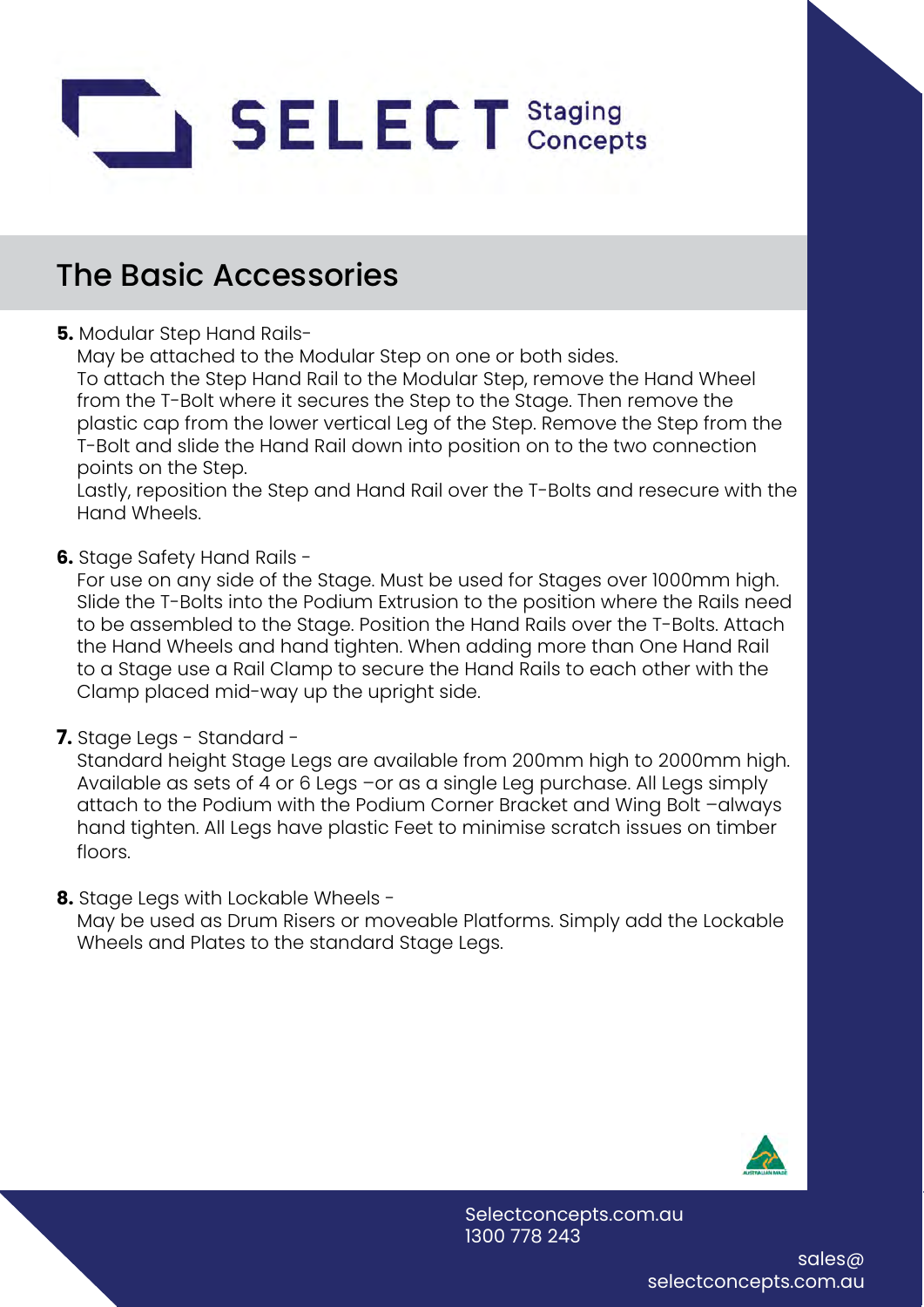# SELECT Staging Concepts

## The Basic Accessories

**5.** Modular Step Hand Rails-
May be attached to the Modular Step on one or both sides.
To attach the Step Hand Rail to the Modular Step, remove the Hand Wheel from the T-Bolt where it secures the Step to the Stage. Then remove the plastic cap from the lower vertical Leg of the Step. Remove the Step from the T-Bolt and slide the Hand Rail down into position on to the two connection points on the Step.
Lastly, reposition the Step and Hand Rail over the T-Bolts and resecure with the Hand Wheels.

**6.** Stage Safety Hand Rails -
For use on any side of the Stage. Must be used for Stages over 1000mm high. Slide the T-Bolts into the Podium Extrusion to the position where the Rails need to be assembled to the Stage. Position the Hand Rails over the T-Bolts. Attach the Hand Wheels and hand tighten. When adding more than One Hand Rail to a Stage use a Rail Clamp to secure the Hand Rails to each other with the Clamp placed mid-way up the upright side.

**7.** Stage Legs - Standard -
Standard height Stage Legs are available from 200mm high to 2000mm high. Available as sets of 4 or 6 Legs –or as a single Leg purchase. All Legs simply attach to the Podium with the Podium Corner Bracket and Wing Bolt –always hand tighten. All Legs have plastic Feet to minimise scratch issues on timber floors.

**8.** Stage Legs with Lockable Wheels -
May be used as Drum Risers or moveable Platforms. Simply add the Lockable Wheels and Plates to the standard Stage Legs.

Selectconcepts.com.au
1300 778 243

sales@
selectconcepts.com.au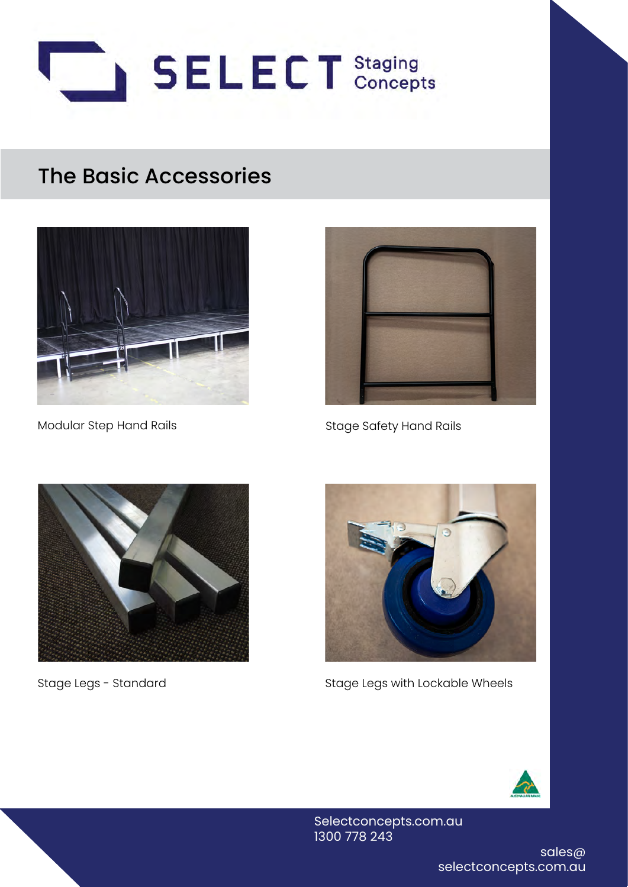SELECT Staging Concepts

## The Basic Accessories

Modular Step Hand Rails

Stage Safety Hand Rails

Stage Legs - Standard

Stage Legs with Lockable Wheels

Selectconcepts.com.au
1300 778 243

sales@
selectconcepts.com.au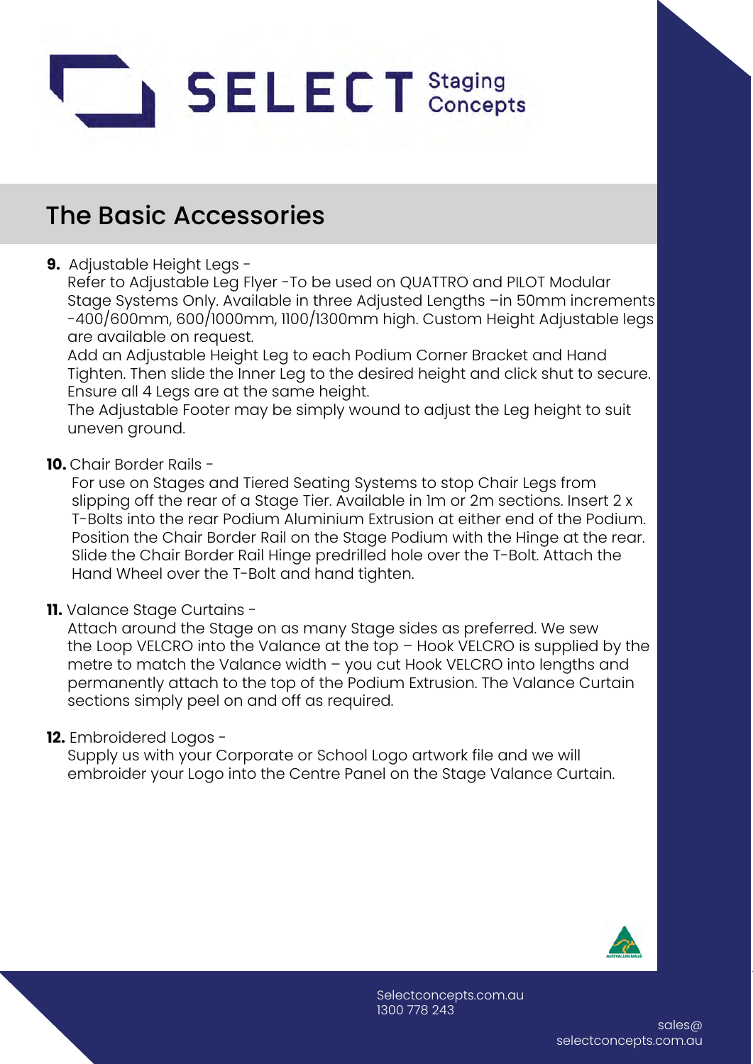# SELECT Staging Concepts

## The Basic Accessories

**9.** Adjustable Height Legs -
Refer to Adjustable Leg Flyer -To be used on QUATTRO and PILOT Modular Stage Systems Only. Available in three Adjusted Lengths –in 50mm increments -400/600mm, 600/1000mm, 1100/1300mm high. Custom Height Adjustable legs are available on request.
Add an Adjustable Height Leg to each Podium Corner Bracket and Hand Tighten. Then slide the Inner Leg to the desired height and click shut to secure. Ensure all 4 Legs are at the same height.
The Adjustable Footer may be simply wound to adjust the Leg height to suit uneven ground.

**10.** Chair Border Rails -
For use on Stages and Tiered Seating Systems to stop Chair Legs from slipping off the rear of a Stage Tier. Available in 1m or 2m sections. Insert 2 x T-Bolts into the rear Podium Aluminium Extrusion at either end of the Podium. Position the Chair Border Rail on the Stage Podium with the Hinge at the rear. Slide the Chair Border Rail Hinge predrilled hole over the T-Bolt. Attach the Hand Wheel over the T-Bolt and hand tighten.

**11.** Valance Stage Curtains -
Attach around the Stage on as many Stage sides as preferred. We sew the Loop VELCRO into the Valance at the top – Hook VELCRO is supplied by the metre to match the Valance width – you cut Hook VELCRO into lengths and permanently attach to the top of the Podium Extrusion. The Valance Curtain sections simply peel on and off as required.

**12.** Embroidered Logos -
Supply us with your Corporate or School Logo artwork file and we will embroider your Logo into the Centre Panel on the Stage Valance Curtain.

Selectconcepts.com.au
1300 778 243

sales@selectconcepts.com.au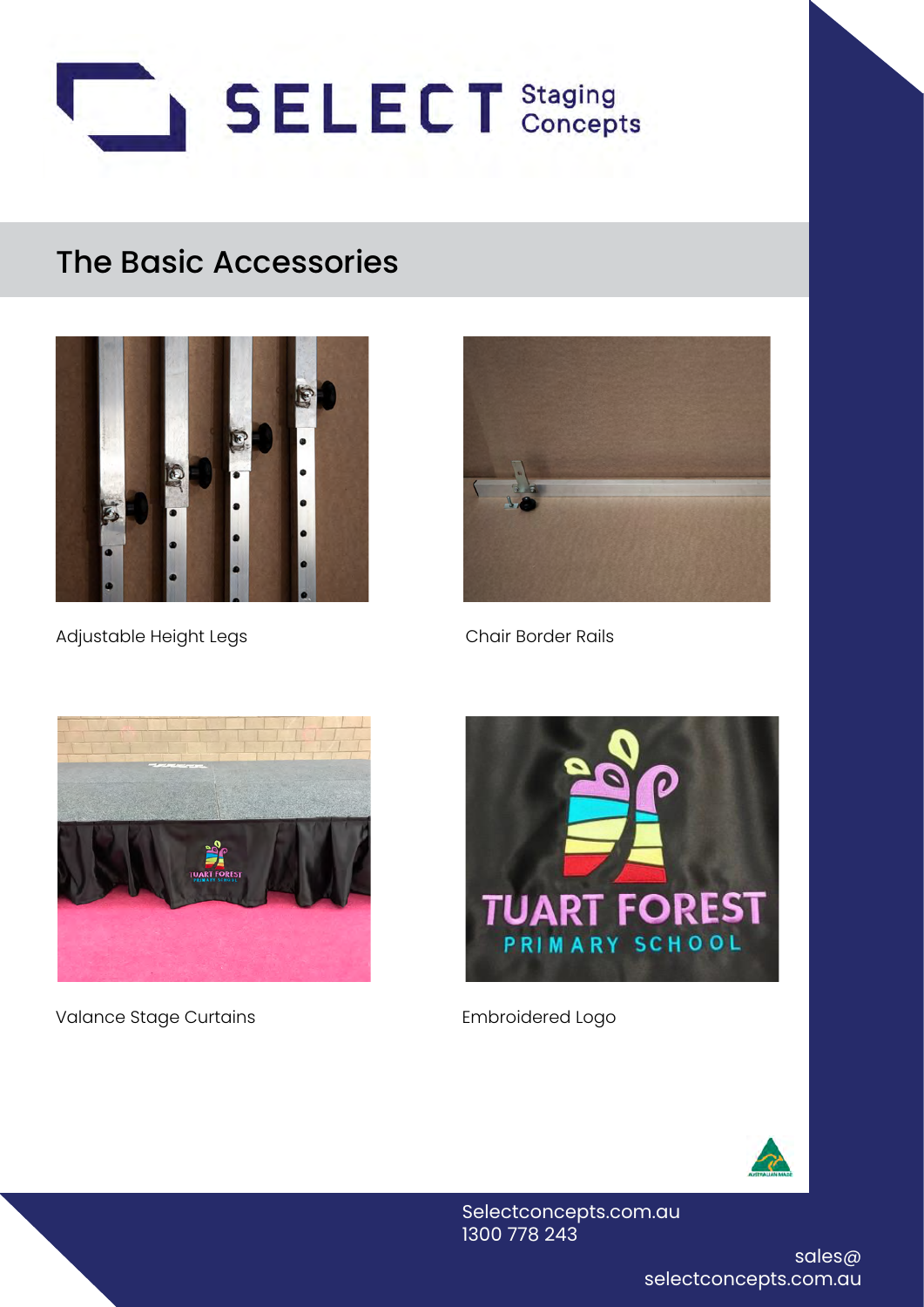# SELECT Staging Concepts

## The Basic Accessories

Adjustable Height Legs

Chair Border Rails

Valance Stage Curtains

Embroidered Logo

Selectconcepts.com.au
1300 778 243

sales@
selectconcepts.com.au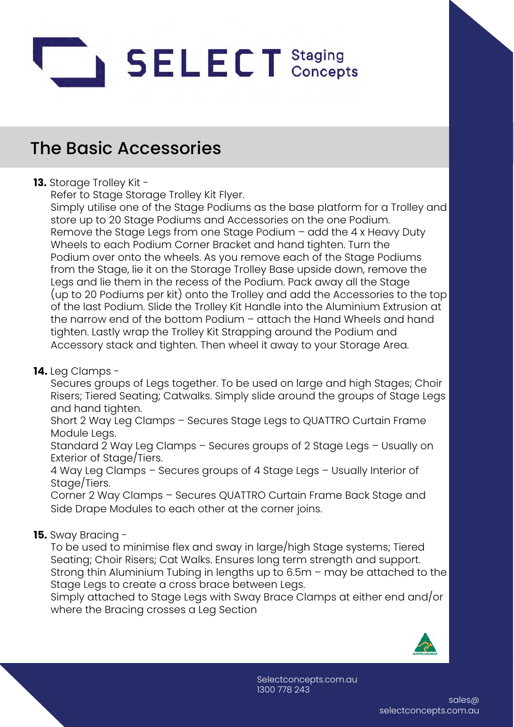# The Basic Accessories

**13.** Storage Trolley Kit -

Refer to Stage Storage Trolley Kit Flyer.
Simply utilise one of the Stage Podiums as the base platform for a Trolley and store up to 20 Stage Podiums and Accessories on the one Podium.
Remove the Stage Legs from one Stage Podium – add the 4 x Heavy Duty Wheels to each Podium Corner Bracket and hand tighten. Turn the Podium over onto the wheels. As you remove each of the Stage Podiums from the Stage, lie it on the Storage Trolley Base upside down, remove the Legs and lie them in the recess of the Podium. Pack away all the Stage (up to 20 Podiums per kit) onto the Trolley and add the Accessories to the top of the last Podium. Slide the Trolley Kit Handle into the Aluminium Extrusion at the narrow end of the bottom Podium – attach the Hand Wheels and hand tighten. Lastly wrap the Trolley Kit Strapping around the Podium and Accessory stack and tighten. Then wheel it away to your Storage Area.

**14.** Leg Clamps -

Secures groups of Legs together. To be used on large and high Stages; Choir Risers; Tiered Seating; Catwalks. Simply slide around the groups of Stage Legs and hand tighten.
Short 2 Way Leg Clamps – Secures Stage Legs to QUATTRO Curtain Frame Module Legs.
Standard 2 Way Leg Clamps – Secures groups of 2 Stage Legs – Usually on Exterior of Stage/Tiers.
4 Way Leg Clamps – Secures groups of 4 Stage Legs – Usually Interior of Stage/Tiers.
Corner 2 Way Clamps – Secures QUATTRO Curtain Frame Back Stage and Side Drape Modules to each other at the corner joins.

**15.** Sway Bracing -

To be used to minimise flex and sway in large/high Stage systems; Tiered Seating; Choir Risers; Cat Walks. Ensures long term strength and support.
Strong thin Aluminium Tubing in lengths up to 6.5m – may be attached to the Stage Legs to create a cross brace between Legs.
Simply attached to Stage Legs with Sway Brace Clamps at either end and/or where the Bracing crosses a Leg Section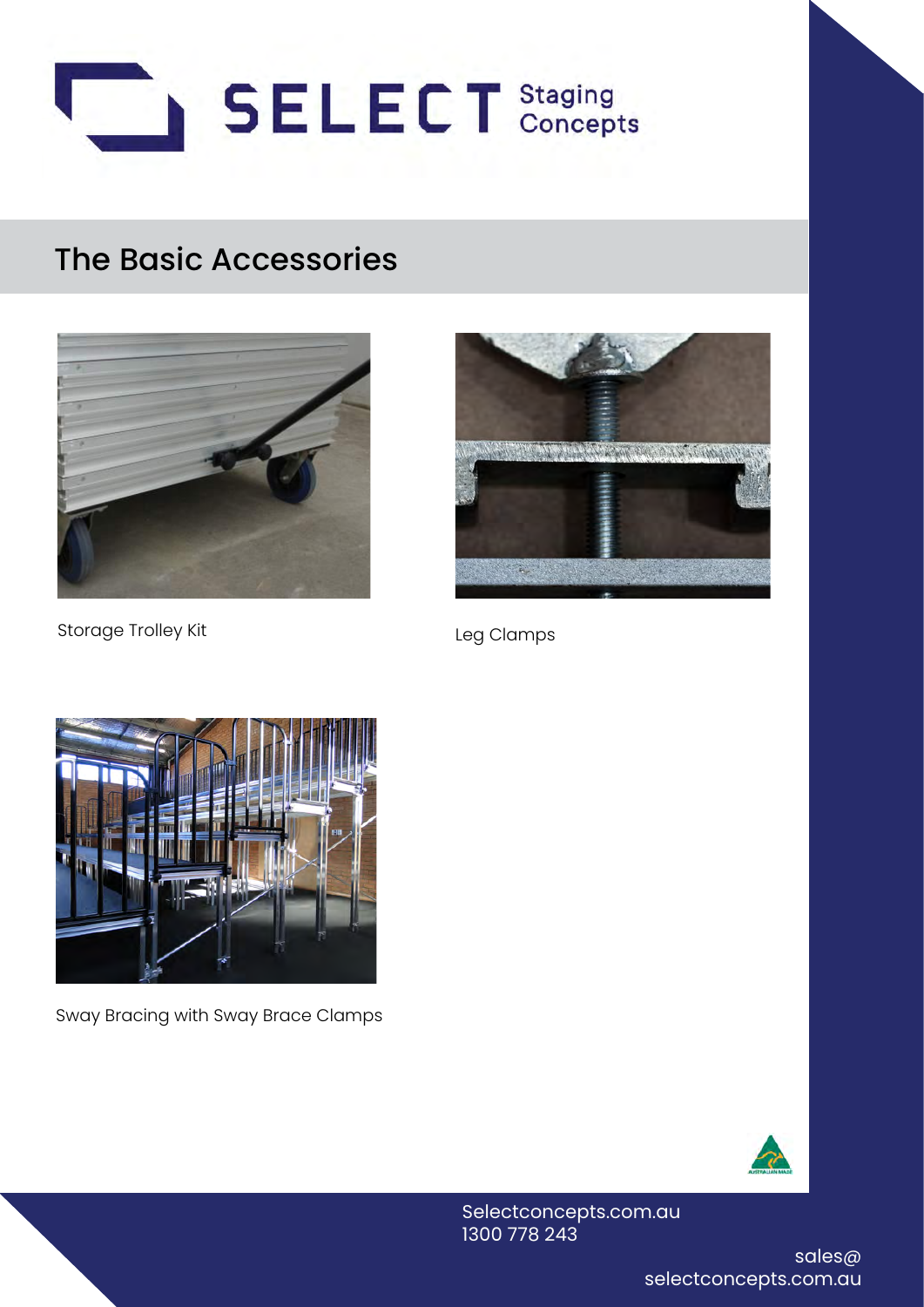# The Basic Accessories

Storage Trolley Kit

Leg Clamps

Sway Bracing with Sway Brace Clamps

Selectconcepts.com.au
1300 778 243

sales@
selectconcepts.com.au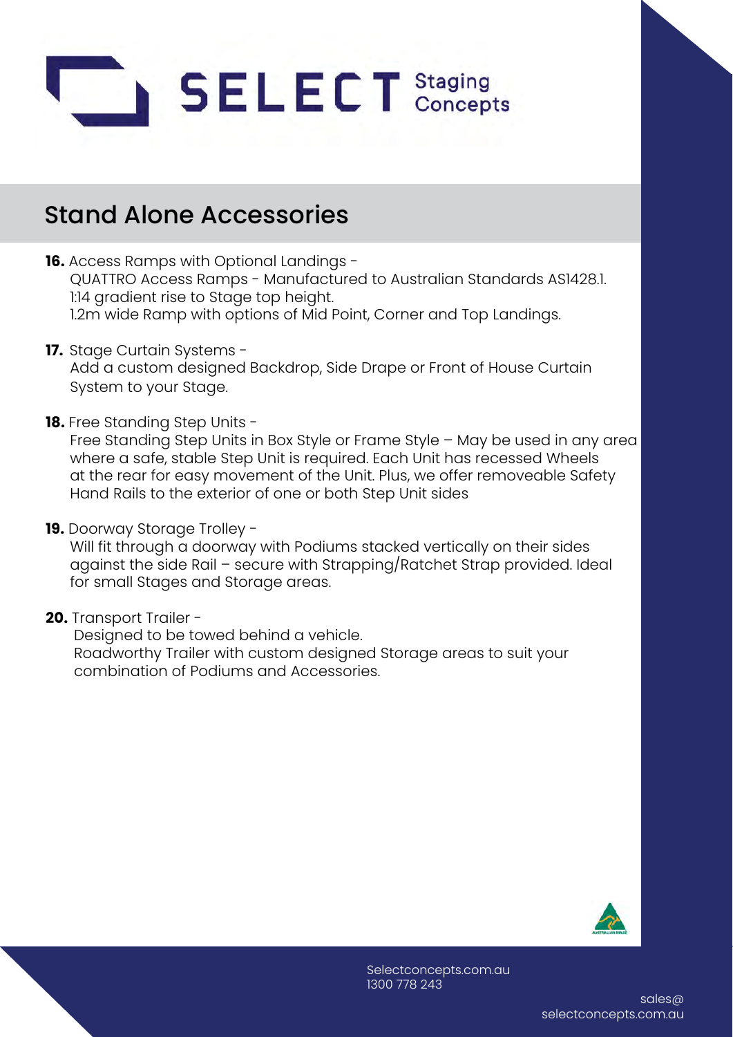# Stand Alone Accessories

**16.** Access Ramps with Optional Landings -
QUATTRO Access Ramps - Manufactured to Australian Standards AS1428.1.
1:14 gradient rise to Stage top height.
1.2m wide Ramp with options of Mid Point, Corner and Top Landings.

**17.** Stage Curtain Systems -
Add a custom designed Backdrop, Side Drape or Front of House Curtain System to your Stage.

**18.** Free Standing Step Units -
Free Standing Step Units in Box Style or Frame Style – May be used in any area where a safe, stable Step Unit is required. Each Unit has recessed Wheels at the rear for easy movement of the Unit. Plus, we offer removeable Safety Hand Rails to the exterior of one or both Step Unit sides

**19.** Doorway Storage Trolley -
Will fit through a doorway with Podiums stacked vertically on their sides against the side Rail – secure with Strapping/Ratchet Strap provided. Ideal for small Stages and Storage areas.

**20.** Transport Trailer -
Designed to be towed behind a vehicle.
Roadworthy Trailer with custom designed Storage areas to suit your combination of Podiums and Accessories.

Selectconcepts.com.au
1300 778 243

sales@selectconcepts.com.au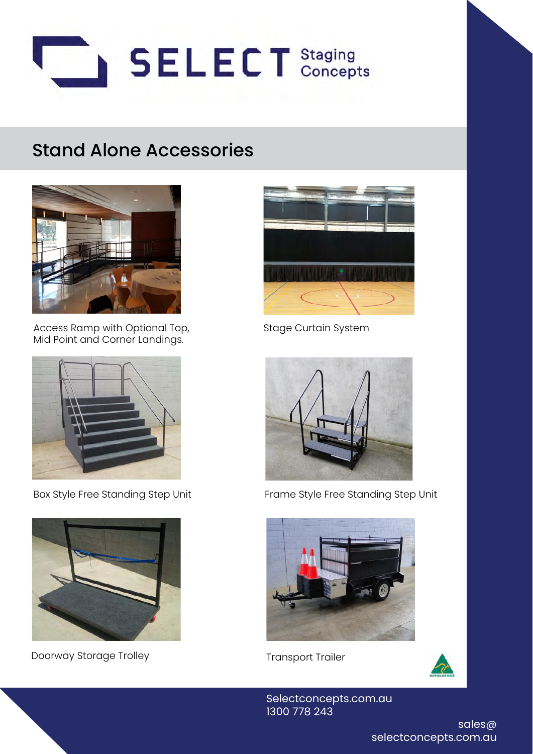# SELECT Staging Concepts

## Stand Alone Accessories

Access Ramp with Optional Top, Mid Point and Corner Landings.

Stage Curtain System

Box Style Free Standing Step Unit

Frame Style Free Standing Step Unit

Doorway Storage Trolley

Transport Trailer

Selectconcepts.com.au
1300 778 243

sales@
selectconcepts.com.au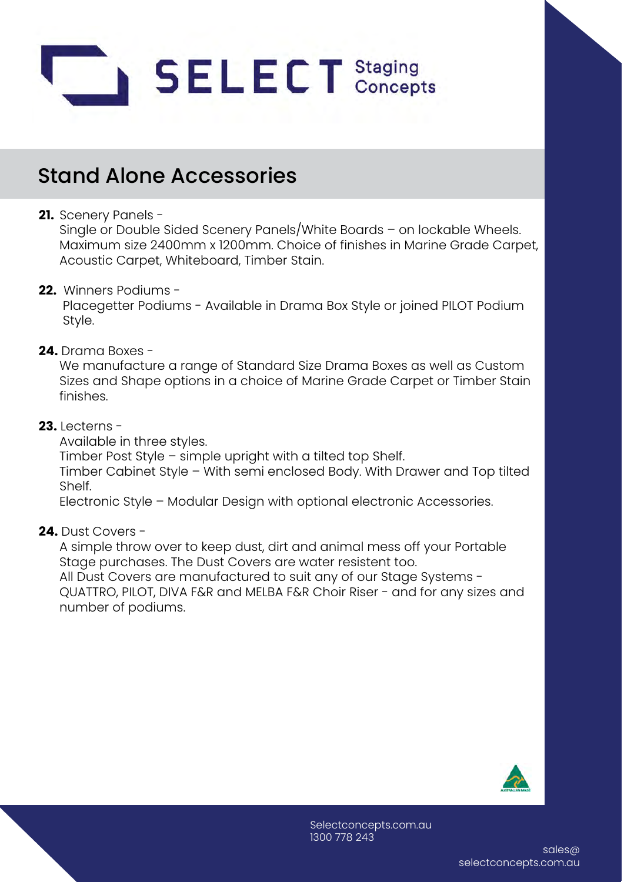# SELECT Staging Concepts

## Stand Alone Accessories

**21.** Scenery Panels -
Single or Double Sided Scenery Panels/White Boards – on lockable Wheels. Maximum size 2400mm x 1200mm. Choice of finishes in Marine Grade Carpet, Acoustic Carpet, Whiteboard, Timber Stain.

**22.** Winners Podiums -
Placegetter Podiums - Available in Drama Box Style or joined PILOT Podium Style.

**24.** Drama Boxes -
We manufacture a range of Standard Size Drama Boxes as well as Custom Sizes and Shape options in a choice of Marine Grade Carpet or Timber Stain finishes.

**23.** Lecterns -
Available in three styles.
Timber Post Style – simple upright with a tilted top Shelf.
Timber Cabinet Style – With semi enclosed Body. With Drawer and Top tilted Shelf.
Electronic Style – Modular Design with optional electronic Accessories.

**24.** Dust Covers -
A simple throw over to keep dust, dirt and animal mess off your Portable Stage purchases. The Dust Covers are water resistent too.
All Dust Covers are manufactured to suit any of our Stage Systems - QUATTRO, PILOT, DIVA F&R and MELBA F&R Choir Riser - and for any sizes and number of podiums.

Selectconcepts.com.au
1300 778 243

sales@selectconcepts.com.au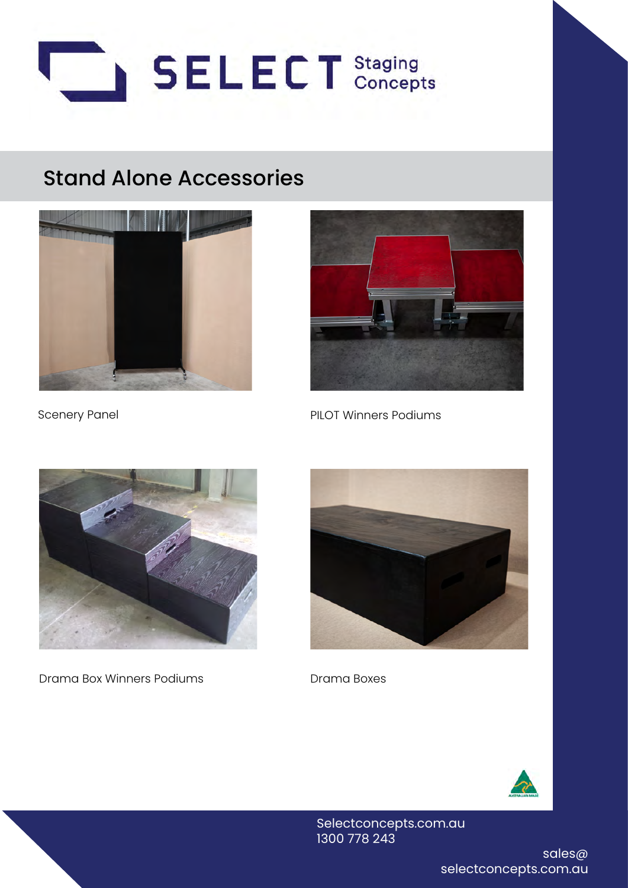SELECT Staging Concepts

## Stand Alone Accessories

Scenery Panel

PILOT Winners Podiums

Drama Box Winners Podiums

Drama Boxes

Selectconcepts.com.au
1300 778 243

sales@
selectconcepts.com.au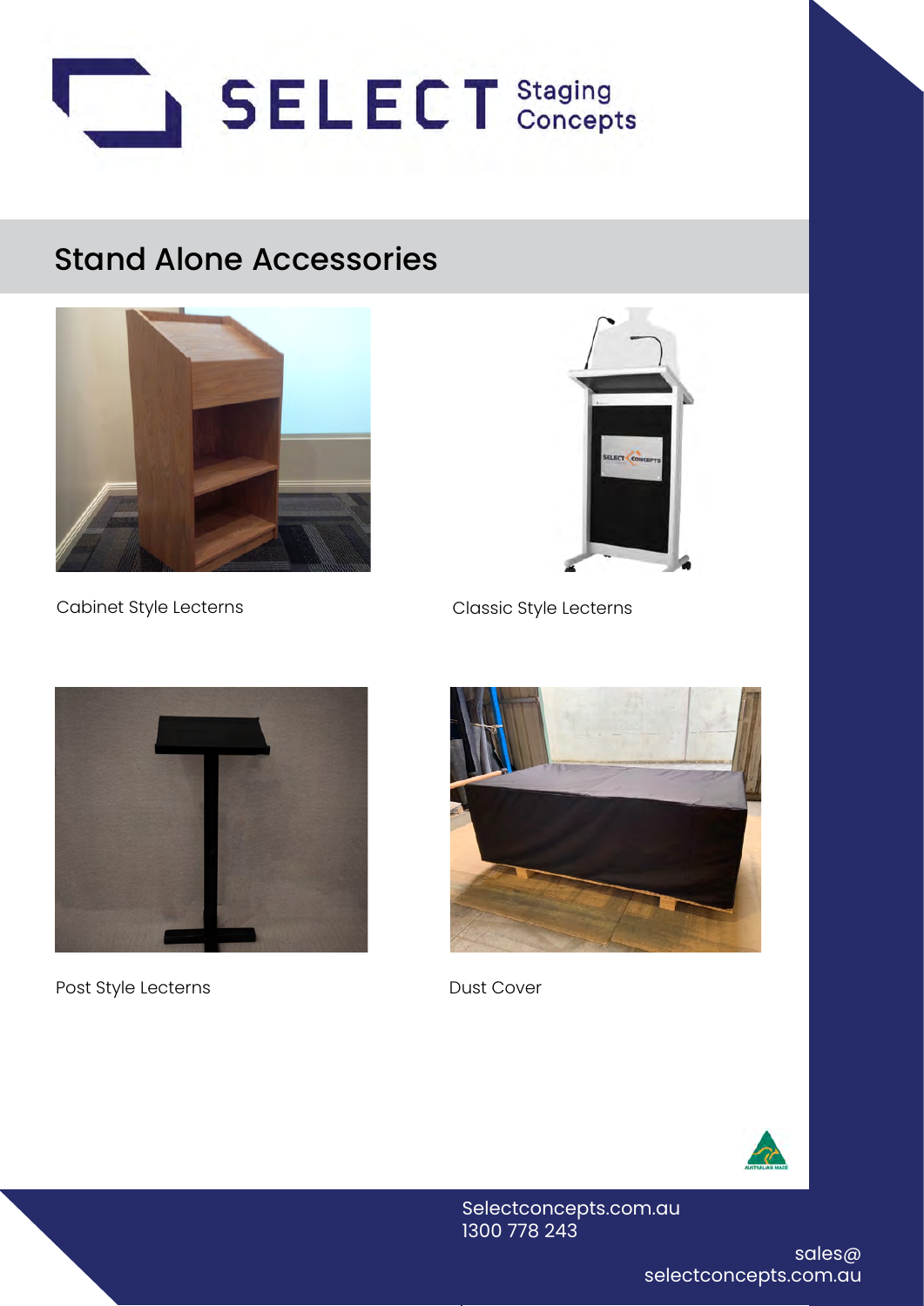SELECT Staging Concepts

## Stand Alone Accessories

Cabinet Style Lecterns

Classic Style Lecterns

Post Style Lecterns

Dust Cover

Selectconcepts.com.au
1300 778 243

sales@
selectconcepts.com.au